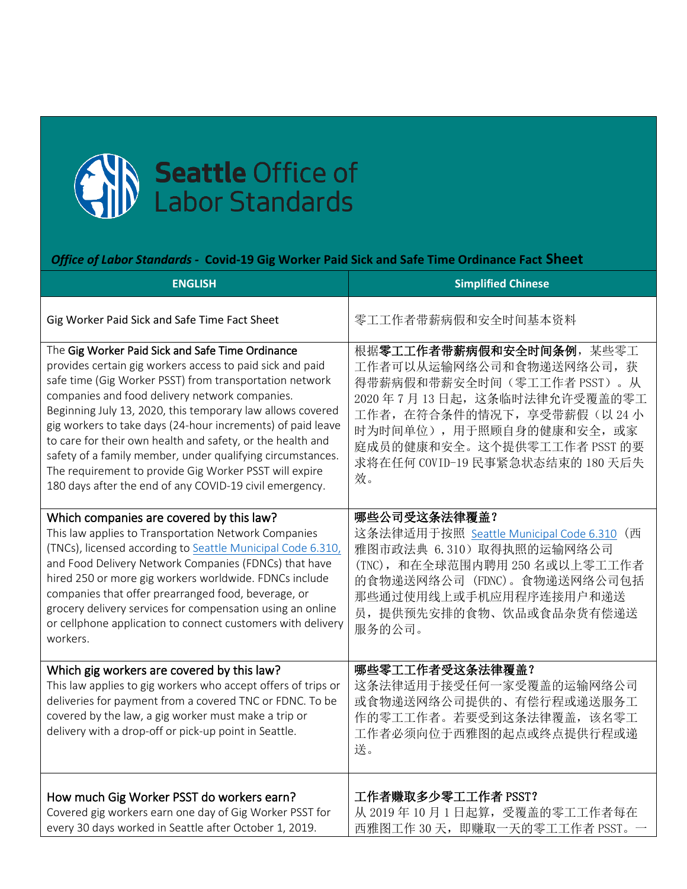# Seattle Office of Labor Standards

***Office of Labor Standards* - Covid-19 Gig Worker Paid Sick and Safe Time Ordinance Fact Sheet**

| ENGLISH | Simplified Chinese |
|---|---|
| Gig Worker Paid Sick and Safe Time Fact Sheet | 零工工作者带薪病假和安全时间基本资料 |
| The **Gig Worker Paid Sick and Safe Time Ordinance** provides certain gig workers access to paid sick and paid safe time (Gig Worker PSST) from transportation network companies and food delivery network companies. Beginning July 13, 2020, this temporary law allows covered gig workers to take days (24-hour increments) of paid leave to care for their own health and safety, or the health and safety of a family member, under qualifying circumstances. The requirement to provide Gig Worker PSST will expire 180 days after the end of any COVID-19 civil emergency. | 根据**零工工作者带薪病假和安全时间条例**，某些零工工作者可以从运输网络公司和食物递送网络公司，获得带薪病假和带薪安全时间（零工工作者 PSST）。从 2020 年 7 月 13 日起，这条临时法律允许受覆盖的零工工作者，在符合条件的情况下，享受带薪假（以 24 小时为时间单位），用于照顾自身的健康和安全，或家庭成员的健康和安全。这个提供零工工作者 PSST 的要求将在任何 COVID-19 民事紧急状态结束的 180 天后失效。 |
| **Which companies are covered by this law?**<br>This law applies to Transportation Network Companies (TNCs), licensed according to [Seattle Municipal Code 6.310,](#) and Food Delivery Network Companies (FDNCs) that have hired 250 or more gig workers worldwide. FDNCs include companies that offer prearranged food, beverage, or grocery delivery services for compensation using an online or cellphone application to connect customers with delivery workers. | **哪些公司受这条法律覆盖？**<br>这条法律适用于按照 [Seattle Municipal Code 6.310](#)（西雅图市政法典 6.310）取得执照的运输网络公司 (TNC)，和在全球范围内聘用 250 名或以上零工工作者的食物递送网络公司 (FDNC)。食物递送网络公司包括那些通过使用线上或手机应用程序连接用户和递送员，提供预先安排的食物、饮品或食品杂货有偿递送服务的公司。 |
| **Which gig workers are covered by this law?**<br>This law applies to gig workers who accept offers of trips or deliveries for payment from a covered TNC or FDNC. To be covered by the law, a gig worker must make a trip or delivery with a drop-off or pick-up point in Seattle. | **哪些零工工作者受这条法律覆盖？**<br>这条法律适用于接受任何一家受覆盖的运输网络公司或食物递送网络公司提供的、有偿行程或递送服务工作的零工工作者。若要受到这条法律覆盖，该名零工工作者必须向位于西雅图的起点或终点提供行程或递送。 |
| **How much Gig Worker PSST do workers earn?**<br>Covered gig workers earn one day of Gig Worker PSST for every 30 days worked in Seattle after October 1, 2019. | **工作者赚取多少零工工作者 PSST？**<br>从 2019 年 10 月 1 日起算，受覆盖的零工工作者每在西雅图工作 30 天，即赚取一天的零工工作者 PSST。一 |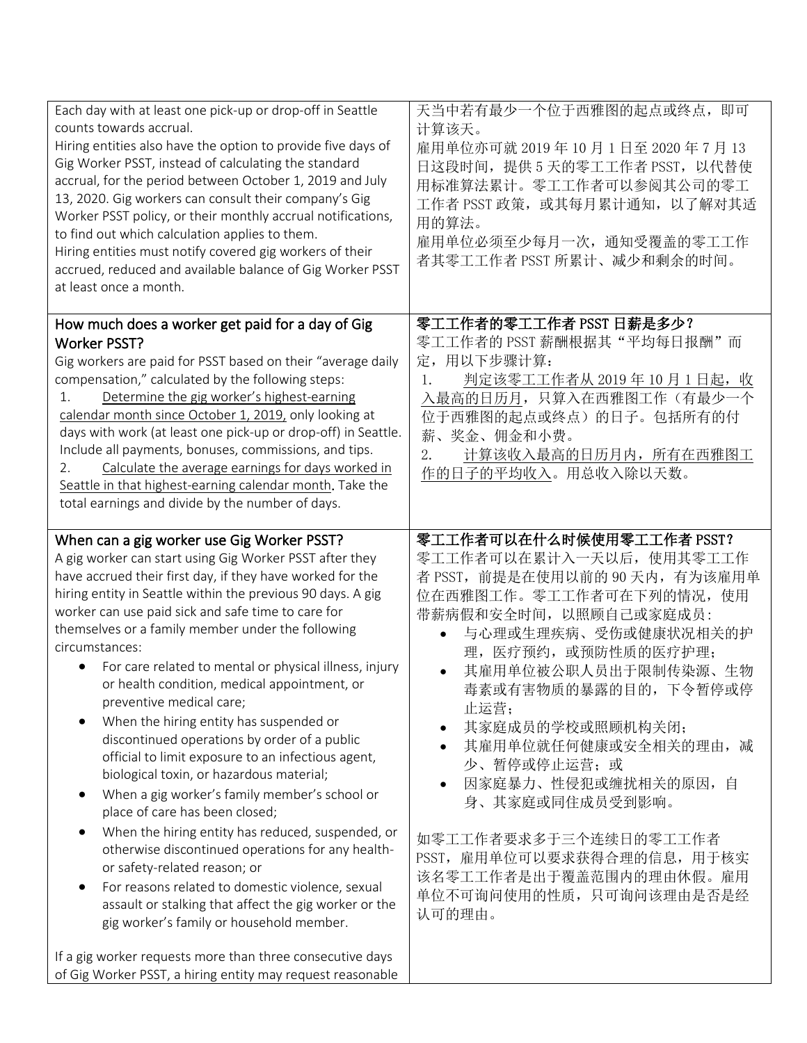| Each day with at least one pick-up or drop-off in Seattle counts towards accrual.<br>Hiring entities also have the option to provide five days of Gig Worker PSST, instead of calculating the standard accrual, for the period between October 1, 2019 and July 13, 2020. Gig workers can consult their company's Gig Worker PSST policy, or their monthly accrual notifications, to find out which calculation applies to them.<br>Hiring entities must notify covered gig workers of their accrued, reduced and available balance of Gig Worker PSST at least once a month. | 天当中若有最少一个位于西雅图的起点或终点，即可计算该天。<br>雇用单位亦可就 2019 年 10 月 1 日至 2020 年 7 月 13 日这段时间，提供 5 天的零工工作者 PSST，以代替使用标准算法累计。零工工作者可以参阅其公司的零工工作者 PSST 政策，或其每月累计通知，以了解对其适用的算法。<br>雇用单位必须至少每月一次，通知受覆盖的零工工作者其零工工作者 PSST 所累计、减少和剩余的时间。 |
|---|---|
| **How much does a worker get paid for a day of Gig Worker PSST?**<br>Gig workers are paid for PSST based on their "average daily compensation," calculated by the following steps:<br>1. <u>Determine the gig worker's highest-earning calendar month since October 1, 2019,</u> only looking at days with work (at least one pick-up or drop-off) in Seattle. Include all payments, bonuses, commissions, and tips.<br>2. <u>Calculate the average earnings for days worked in Seattle in that highest-earning calendar month</u>. Take the total earnings and divide by the number of days. | **零工工作者的零工工作者 PSST 日薪是多少？**<br>零工工作者的 PSST 薪酬根据其"平均每日报酬"而定，用以下步骤计算：<br>1. <u>判定该零工工作者从 2019 年 10 月 1 日起，收入最高的日历月</u>，只算入在西雅图工作（有最少一个位于西雅图的起点或终点）的日子。包括所有的付薪、奖金、佣金和小费。<br>2. <u>计算该收入最高的日历月内，所有在西雅图工作的日子的平均收入</u>。用总收入除以天数。 |
| **When can a gig worker use Gig Worker PSST?**<br>A gig worker can start using Gig Worker PSST after they have accrued their first day, if they have worked for the hiring entity in Seattle within the previous 90 days. A gig worker can use paid sick and safe time to care for themselves or a family member under the following circumstances:<br>• For care related to mental or physical illness, injury or health condition, medical appointment, or preventive medical care;<br>• When the hiring entity has suspended or discontinued operations by order of a public official to limit exposure to an infectious agent, biological toxin, or hazardous material;<br>• When a gig worker's family member's school or place of care has been closed;<br>• When the hiring entity has reduced, suspended, or otherwise discontinued operations for any health- or safety-related reason; or<br>• For reasons related to domestic violence, sexual assault or stalking that affect the gig worker or the gig worker's family or household member.<br><br>If a gig worker requests more than three consecutive days of Gig Worker PSST, a hiring entity may request reasonable | **零工工作者可以在什么时候使用零工工作者 PSST？**<br>零工工作者可以在累计入一天以后，使用其零工工作者 PSST，前提是在使用以前的 90 天内，有为该雇用单位在西雅图工作。零工工作者可在下列的情况，使用带薪病假和安全时间，以照顾自己或家庭成员：<br>• 与心理或生理疾病、受伤或健康状况相关的护理，医疗预约，或预防性质的医疗护理；<br>• 其雇用单位被公职人员出于限制传染源、生物毒素或有害物质的暴露的目的，下令暂停或停止运营；<br>• 其家庭成员的学校或照顾机构关闭；<br>• 其雇用单位就任何健康或安全相关的理由，减少、暂停或停止运营；或<br>• 因家庭暴力、性侵犯或缠扰相关的原因，自身、其家庭或同住成员受到影响。<br><br>如零工工作者要求多于三个连续日的零工工作者 PSST，雇用单位可以要求获得合理的信息，用于核实该名零工工作者是出于覆盖范围内的理由休假。雇用单位不可询问使用的性质，只可询问该理由是否是经认可的理由。 |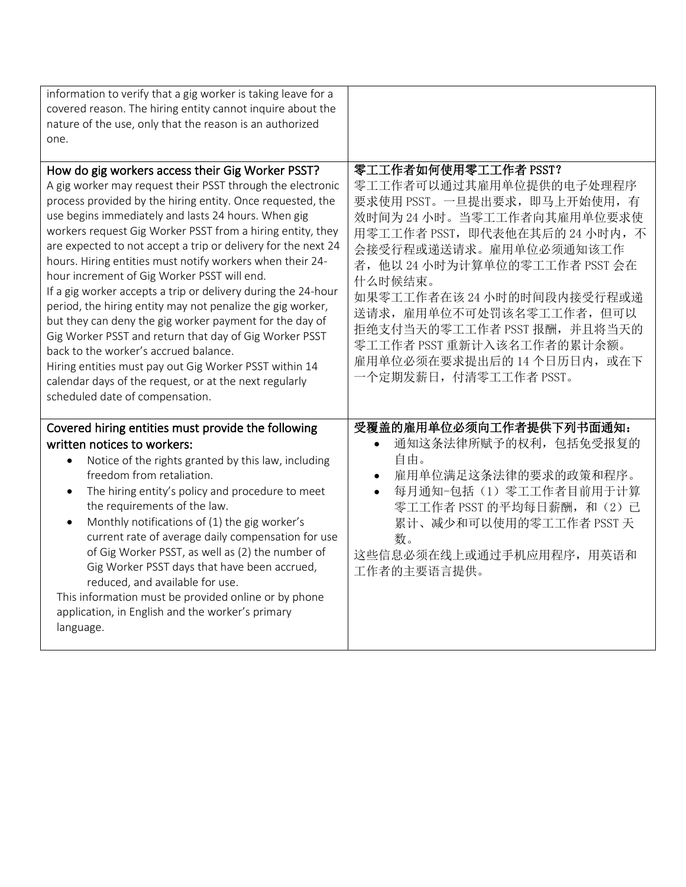| | |
|---|---|
| information to verify that a gig worker is taking leave for a covered reason. The hiring entity cannot inquire about the nature of the use, only that the reason is an authorized one. | |
| **How do gig workers access their Gig Worker PSST?**<br>A gig worker may request their PSST through the electronic process provided by the hiring entity. Once requested, the use begins immediately and lasts 24 hours. When gig workers request Gig Worker PSST from a hiring entity, they are expected to not accept a trip or delivery for the next 24 hours. Hiring entities must notify workers when their 24-hour increment of Gig Worker PSST will end.<br>If a gig worker accepts a trip or delivery during the 24-hour period, the hiring entity may not penalize the gig worker, but they can deny the gig worker payment for the day of Gig Worker PSST and return that day of Gig Worker PSST back to the worker's accrued balance.<br>Hiring entities must pay out Gig Worker PSST within 14 calendar days of the request, or at the next regularly scheduled date of compensation. | **零工工作者如何使用零工工作者 PSST？**<br>零工工作者可以通过其雇用单位提供的电子处理程序要求使用 PSST。一旦提出要求，即马上开始使用，有效时间为 24 小时。当零工工作者向其雇用单位要求使用零工工作者 PSST，即代表他在其后的 24 小时内，不会接受行程或递送请求。雇用单位必须通知该工作者，他以 24 小时为计算单位的零工工作者 PSST 会在什么时候结束。<br>如果零工工作者在该 24 小时的时间段内接受行程或递送请求，雇用单位不可处罚该名零工工作者，但可以拒绝支付当天的零工工作者 PSST 报酬，并且将当天的零工工作者 PSST 重新计入该名工作者的累计余额。<br>雇用单位必须在要求提出后的 14 个日历日内，或在下一个定期发薪日，付清零工工作者 PSST。 |
| **Covered hiring entities must provide the following written notices to workers:**<br>• Notice of the rights granted by this law, including freedom from retaliation.<br>• The hiring entity's policy and procedure to meet the requirements of the law.<br>• Monthly notifications of (1) the gig worker's current rate of average daily compensation for use of Gig Worker PSST, as well as (2) the number of Gig Worker PSST days that have been accrued, reduced, and available for use.<br>This information must be provided online or by phone application, in English and the worker's primary language. | **受覆盖的雇用单位必须向工作者提供下列书面通知：**<br>• 通知这条法律所赋予的权利，包括免受报复的自由。<br>• 雇用单位满足这条法律的要求的政策和程序。<br>• 每月通知-包括（1）零工工作者目前用于计算零工工作者 PSST 的平均每日薪酬，和（2）已累计、减少和可以使用的零工工作者 PSST 天数。<br>这些信息必须在线上或通过手机应用程序，用英语和工作者的主要语言提供。 |